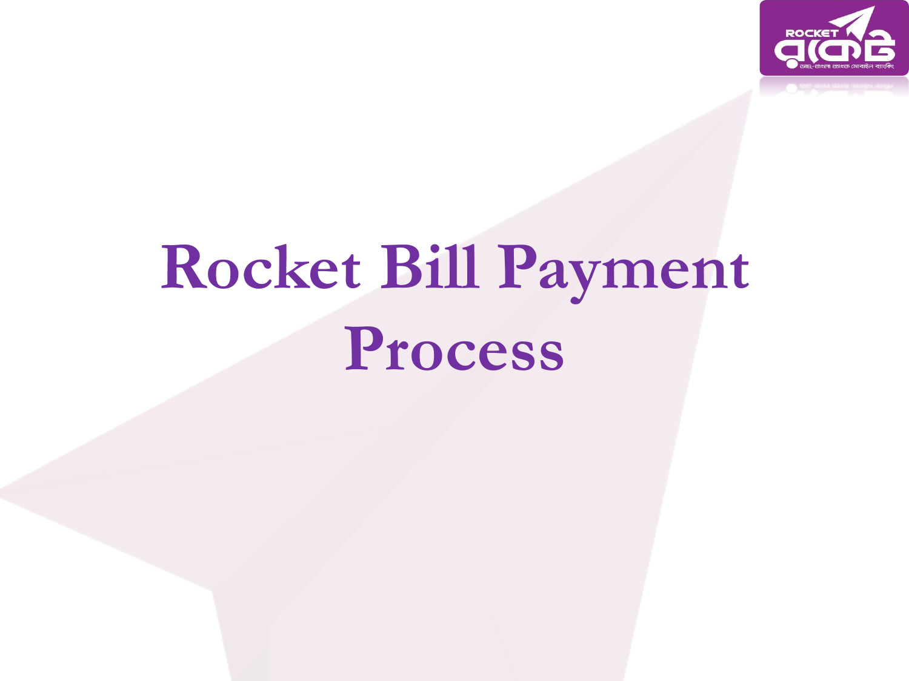# Rocket Bill Payment Process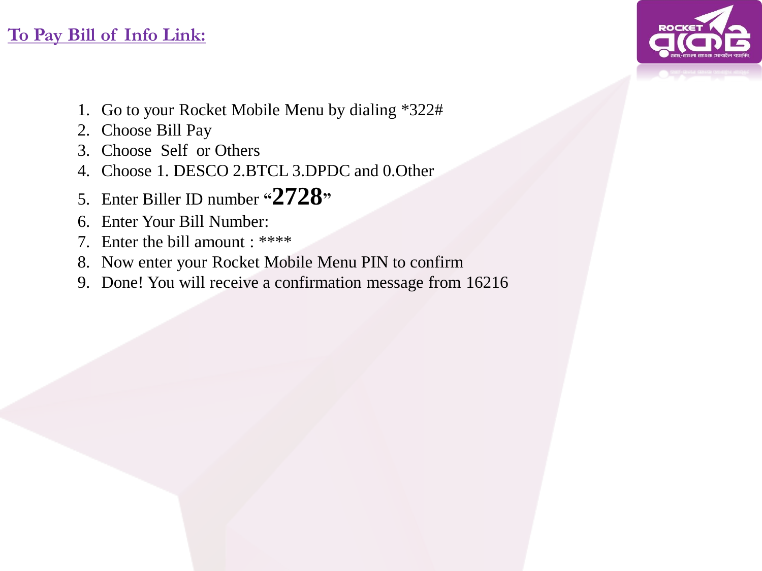## To Pay Bill of Info Link:

1. Go to your Rocket Mobile Menu by dialing *322#
2. Choose Bill Pay
3. Choose Self or Others
4. Choose 1. DESCO 2.BTCL 3.DPDC and 0.Other
5. Enter Biller ID number "**2728**"
6. Enter Your Bill Number:
7. Enter the bill amount : ****
8. Now enter your Rocket Mobile Menu PIN to confirm
9. Done! You will receive a confirmation message from 16216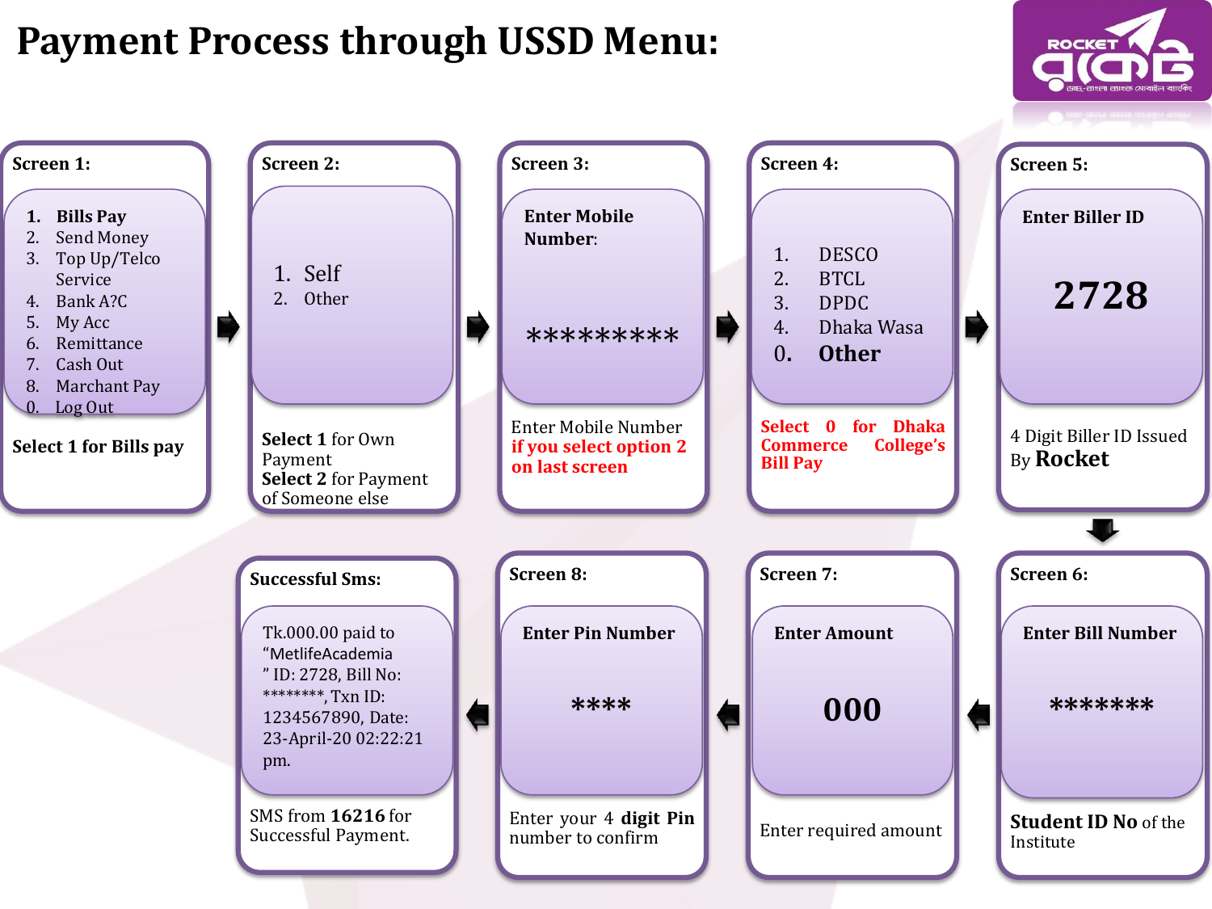# Payment Process through USSD Menu:

ROCKET

### Screen 1:

1. **Bills Pay**
2. Send Money
3. Top Up/Telco Service
4. Bank A?C
5. My Acc
6. Remittance
7. Cash Out
8. Marchant Pay
0. Log Out

**Select 1 for Bills pay**

### Screen 2:

1. Self
2. Other

**Select 1** for Own Payment
**Select 2** for Payment of Someone else

### Screen 3:

**Enter Mobile Number**:

*********

Enter Mobile Number **if you select option 2 on last screen**

### Screen 4:

1. DESCO
2. BTCL
3. DPDC
4. Dhaka Wasa
0. **Other**

**Select 0 for Dhaka Commerce College's Bill Pay**

### Screen 5:

**Enter Biller ID**

**2728**

4 Digit Biller ID Issued By **Rocket**

### Screen 6:

**Enter Bill Number**

*******

**Student ID No** of the Institute

### Screen 7:

**Enter Amount**

**000**

Enter required amount

### Screen 8:

**Enter Pin Number**

****

Enter your 4 **digit Pin** number to confirm

### Successful Sms:

Tk.000.00 paid to "MetlifeAcademia" ID: 2728, Bill No: *******, Txn ID: 1234567890, Date: 23-April-20 02:22:21 pm.

SMS from **16216** for Successful Payment.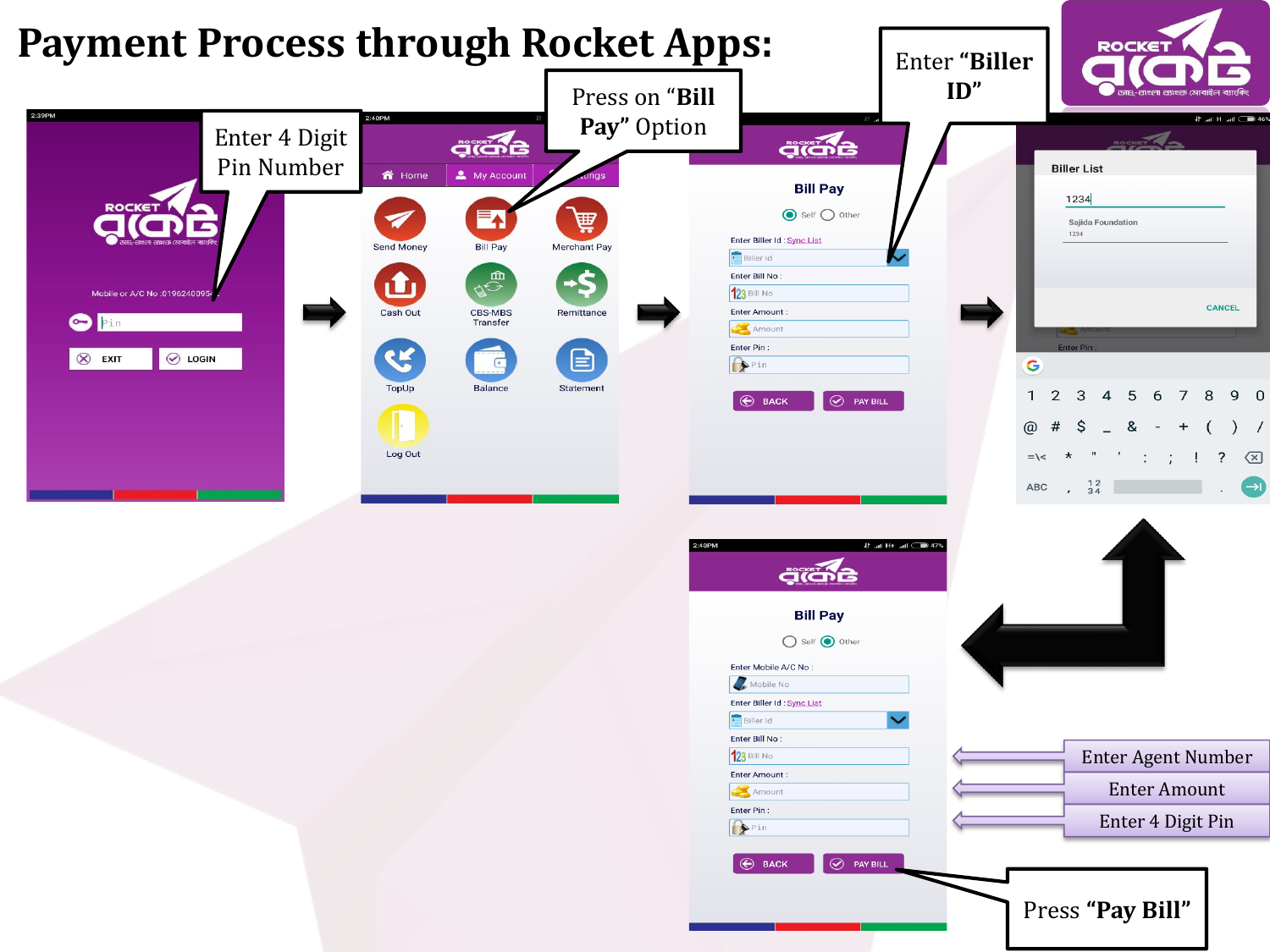# Payment Process through Rocket Apps:

Enter 4 Digit Pin Number

Press on "**Bill Pay**" Option

Enter "**Biller ID**"

Enter Agent Number

Enter Amount

Enter 4 Digit Pin

Press "**Pay Bill**"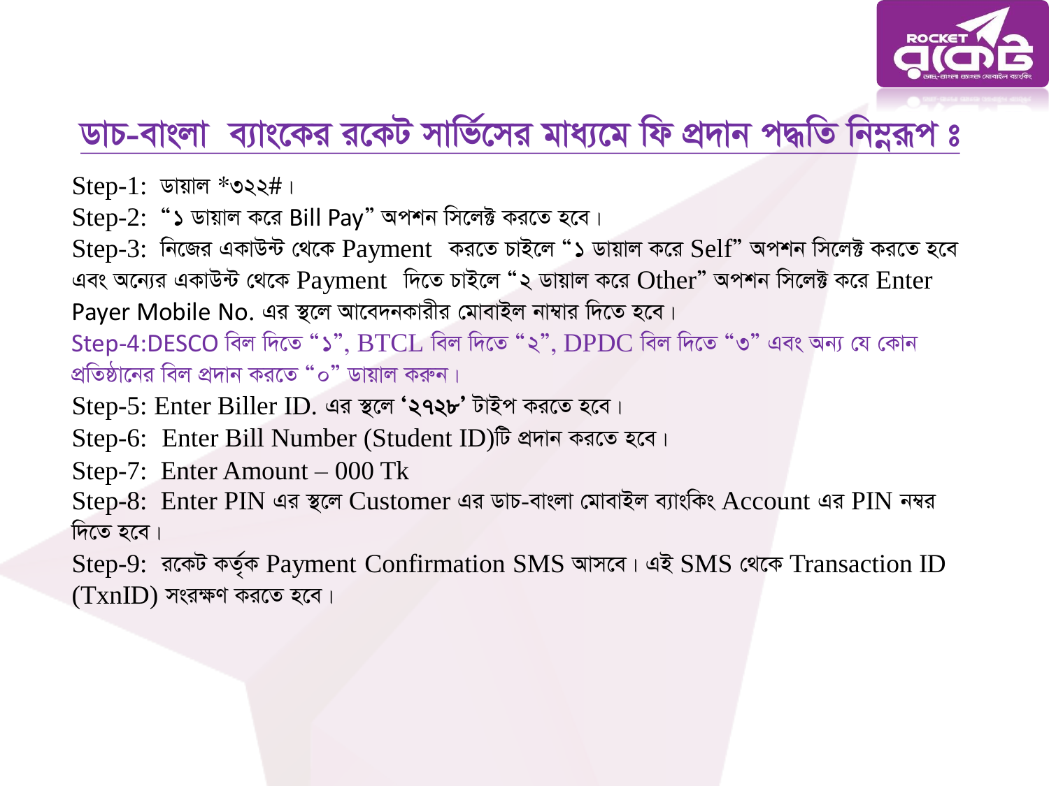# ডাচ-বাংলা ব্যাংকের রকেট সার্ভিসের মাধ্যমে ফি প্রদান পদ্ধতি নিম্নরূপ ঃ

Step-1: ডায়াল *৩২২#।

Step-2: "১ ডায়াল করে Bill Pay" অপশন সিলেক্ট করতে হবে।

Step-3: নিজের একাউন্ট থেকে Payment করতে চাইলে "১ ডায়াল করে Self" অপশন সিলেক্ট করতে হবে এবং অন্যের একাউন্ট থেকে Payment দিতে চাইলে "২ ডায়াল করে Other" অপশন সিলেক্ট করে Enter Payer Mobile No. এর স্থলে আবেদনকারীর মোবাইল নাম্বার দিতে হবে।

Step-4:DESCO বিল দিতে "১", BTCL বিল দিতে "২", DPDC বিল দিতে "৩" এবং অন্য যে কোন প্রতিষ্ঠানের বিল প্রদান করতে "০" ডায়াল করুন।

Step-5: Enter Biller ID. এর স্থলে **'২৭২৮'** টাইপ করতে হবে।

Step-6: Enter Bill Number (Student ID)টি প্রদান করতে হবে।

Step-7: Enter Amount – 000 Tk

Step-8: Enter PIN এর স্থলে Customer এর ডাচ-বাংলা মোবাইল ব্যাংকিং Account এর PIN নম্বর দিতে হবে।

Step-9: রকেট কর্তৃক Payment Confirmation SMS আসবে। এই SMS থেকে Transaction ID (TxnID) সংরক্ষণ করতে হবে।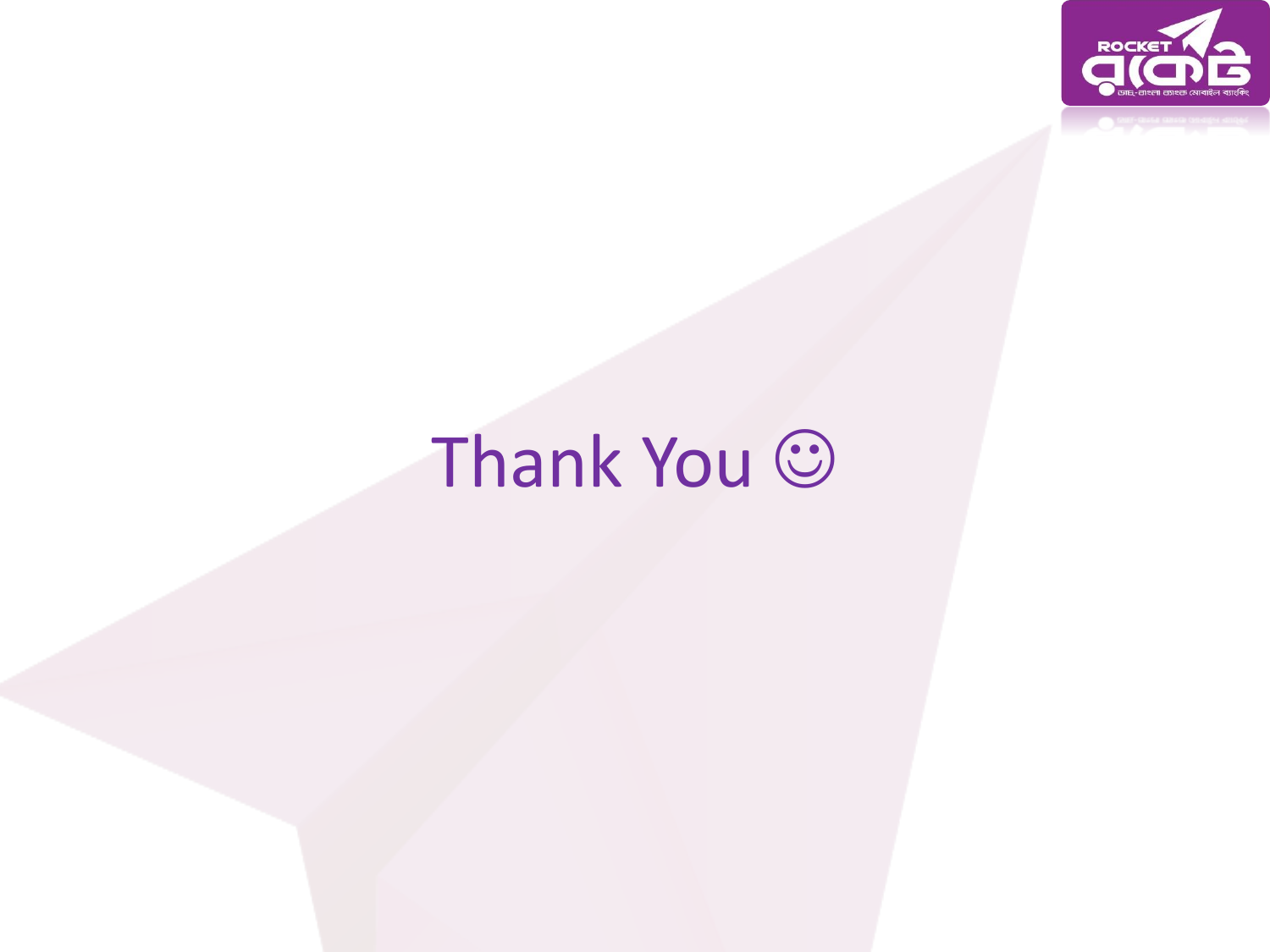Thank You ☺